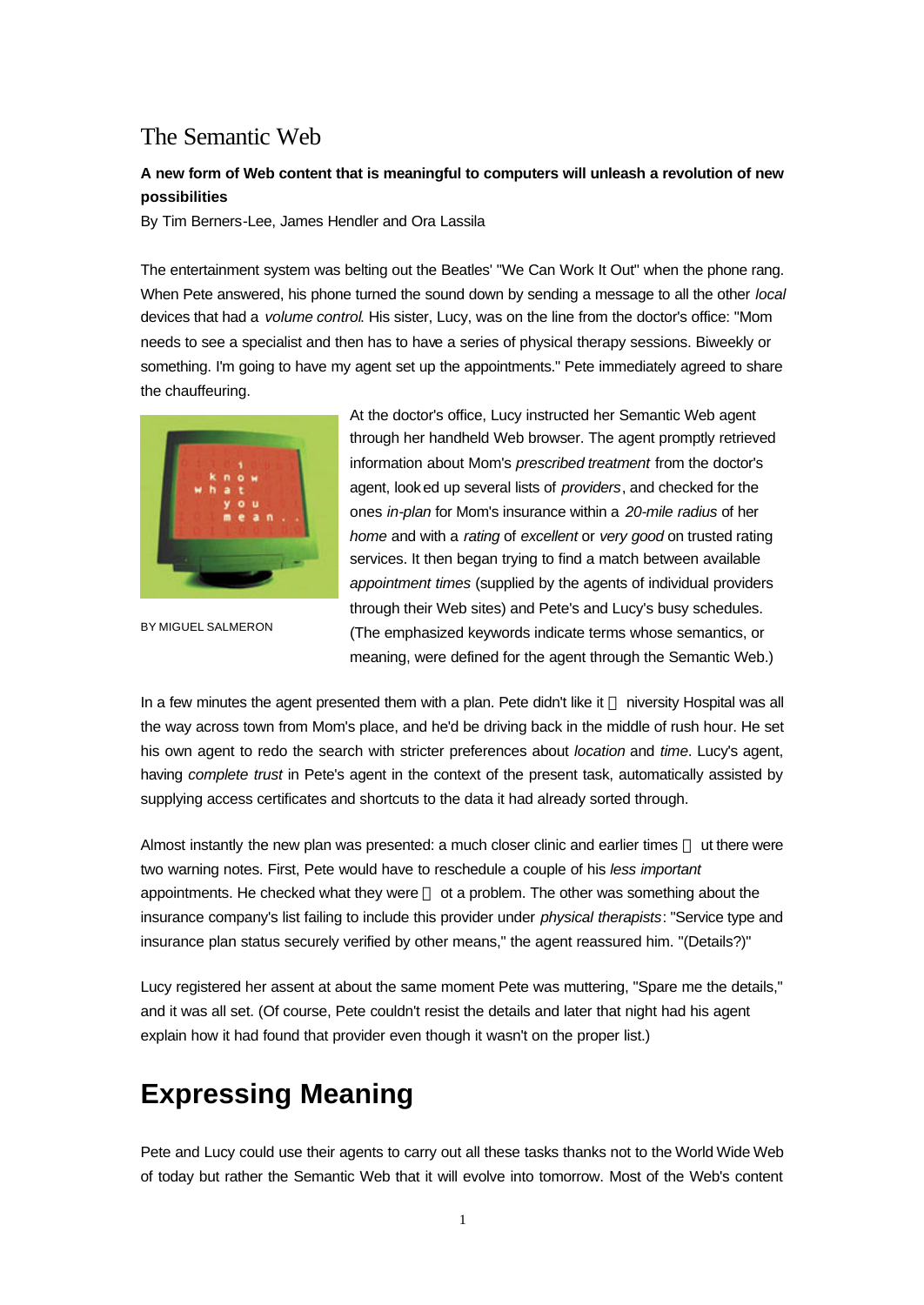# The Semantic Web

**A new form of Web content that is meaningful to computers will unleash a revolution of new possibilities**

By Tim Berners-Lee, James Hendler and Ora Lassila

The entertainment system was belting out the Beatles' "We Can Work It Out" when the phone rang. When Pete answered, his phone turned the sound down by sending a message to all the other *local* devices that had a *volume control*. His sister, Lucy, was on the line from the doctor's office: "Mom needs to see a specialist and then has to have a series of physical therapy sessions. Biweekly or something. I'm going to have my agent set up the appointments." Pete immediately agreed to share the chauffeuring.

BY MIGUEL SALMERON

At the doctor's office, Lucy instructed her Semantic Web agent through her handheld Web browser. The agent promptly retrieved information about Mom's *prescribed treatment* from the doctor's agent, looked up several lists of *providers*, and checked for the ones *in-plan* for Mom's insurance within a *20-mile radius* of her *home* and with a *rating* of *excellent* or *very good* on trusted rating services. It then began trying to find a match between available *appointment times* (supplied by the agents of individual providers through their Web sites) and Pete's and Lucy's busy schedules. (The emphasized keywords indicate terms whose semantics, or meaning, were defined for the agent through the Semantic Web.)

In a few minutes the agent presented them with a plan. Pete didn't like it  niversity Hospital was all the way across town from Mom's place, and he'd be driving back in the middle of rush hour. He set his own agent to redo the search with stricter preferences about *location* and *time*. Lucy's agent, having *complete trust* in Pete's agent in the context of the present task, automatically assisted by supplying access certificates and shortcuts to the data it had already sorted through.

Almost instantly the new plan was presented: a much closer clinic and earlier times  ut there were two warning notes. First, Pete would have to reschedule a couple of his *less important* appointments. He checked what they were  ot a problem. The other was something about the insurance company's list failing to include this provider under *physical therapists*: "Service type and insurance plan status securely verified by other means," the agent reassured him. "(Details?)"

Lucy registered her assent at about the same moment Pete was muttering, "Spare me the details," and it was all set. (Of course, Pete couldn't resist the details and later that night had his agent explain how it had found that provider even though it wasn't on the proper list.)

## Expressing Meaning

Pete and Lucy could use their agents to carry out all these tasks thanks not to the World Wide Web of today but rather the Semantic Web that it will evolve into tomorrow. Most of the Web's content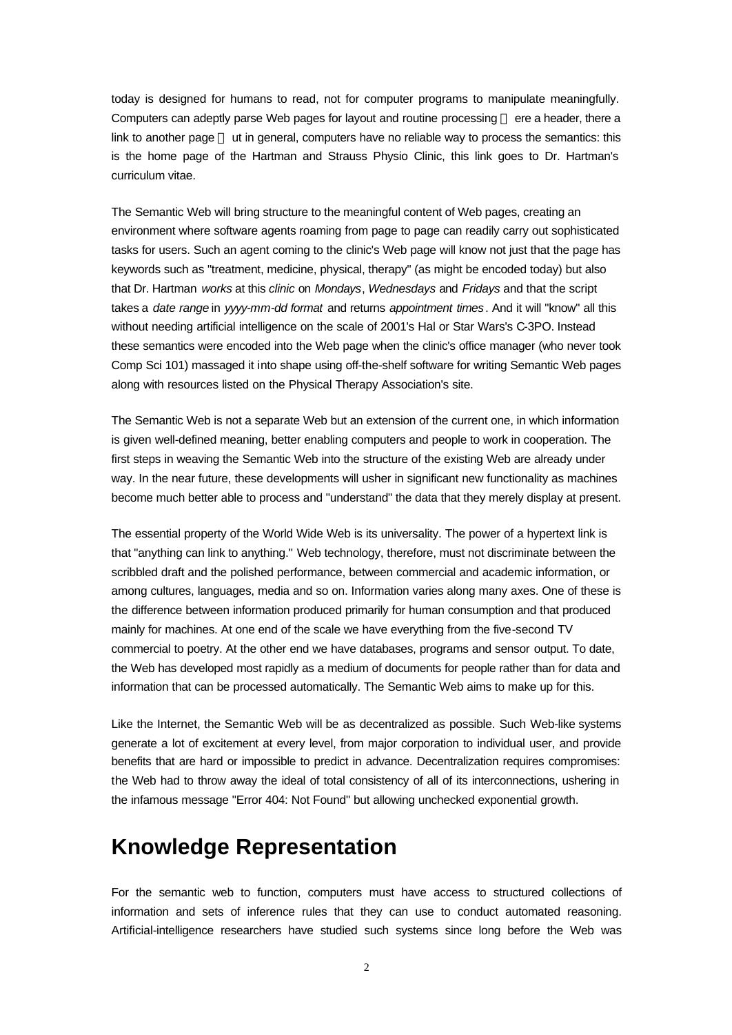today is designed for humans to read, not for computer programs to manipulate meaningfully. Computers can adeptly parse Web pages for layout and routine processing  ere a header, there a link to another page  ut in general, computers have no reliable way to process the semantics: this is the home page of the Hartman and Strauss Physio Clinic, this link goes to Dr. Hartman's curriculum vitae.

The Semantic Web will bring structure to the meaningful content of Web pages, creating an environment where software agents roaming from page to page can readily carry out sophisticated tasks for users. Such an agent coming to the clinic's Web page will know not just that the page has keywords such as "treatment, medicine, physical, therapy" (as might be encoded today) but also that Dr. Hartman *works* at this *clinic* on *Mondays*, *Wednesdays* and *Fridays* and that the script takes a *date range* in *yyyy-mm-dd format* and returns *appointment times*. And it will "know" all this without needing artificial intelligence on the scale of 2001's Hal or Star Wars's C-3PO. Instead these semantics were encoded into the Web page when the clinic's office manager (who never took Comp Sci 101) massaged it into shape using off-the-shelf software for writing Semantic Web pages along with resources listed on the Physical Therapy Association's site.

The Semantic Web is not a separate Web but an extension of the current one, in which information is given well-defined meaning, better enabling computers and people to work in cooperation. The first steps in weaving the Semantic Web into the structure of the existing Web are already under way. In the near future, these developments will usher in significant new functionality as machines become much better able to process and "understand" the data that they merely display at present.

The essential property of the World Wide Web is its universality. The power of a hypertext link is that "anything can link to anything." Web technology, therefore, must not discriminate between the scribbled draft and the polished performance, between commercial and academic information, or among cultures, languages, media and so on. Information varies along many axes. One of these is the difference between information produced primarily for human consumption and that produced mainly for machines. At one end of the scale we have everything from the five-second TV commercial to poetry. At the other end we have databases, programs and sensor output. To date, the Web has developed most rapidly as a medium of documents for people rather than for data and information that can be processed automatically. The Semantic Web aims to make up for this.

Like the Internet, the Semantic Web will be as decentralized as possible. Such Web-like systems generate a lot of excitement at every level, from major corporation to individual user, and provide benefits that are hard or impossible to predict in advance. Decentralization requires compromises: the Web had to throw away the ideal of total consistency of all of its interconnections, ushering in the infamous message "Error 404: Not Found" but allowing unchecked exponential growth.

# Knowledge Representation

For the semantic web to function, computers must have access to structured collections of information and sets of inference rules that they can use to conduct automated reasoning. Artificial-intelligence researchers have studied such systems since long before the Web was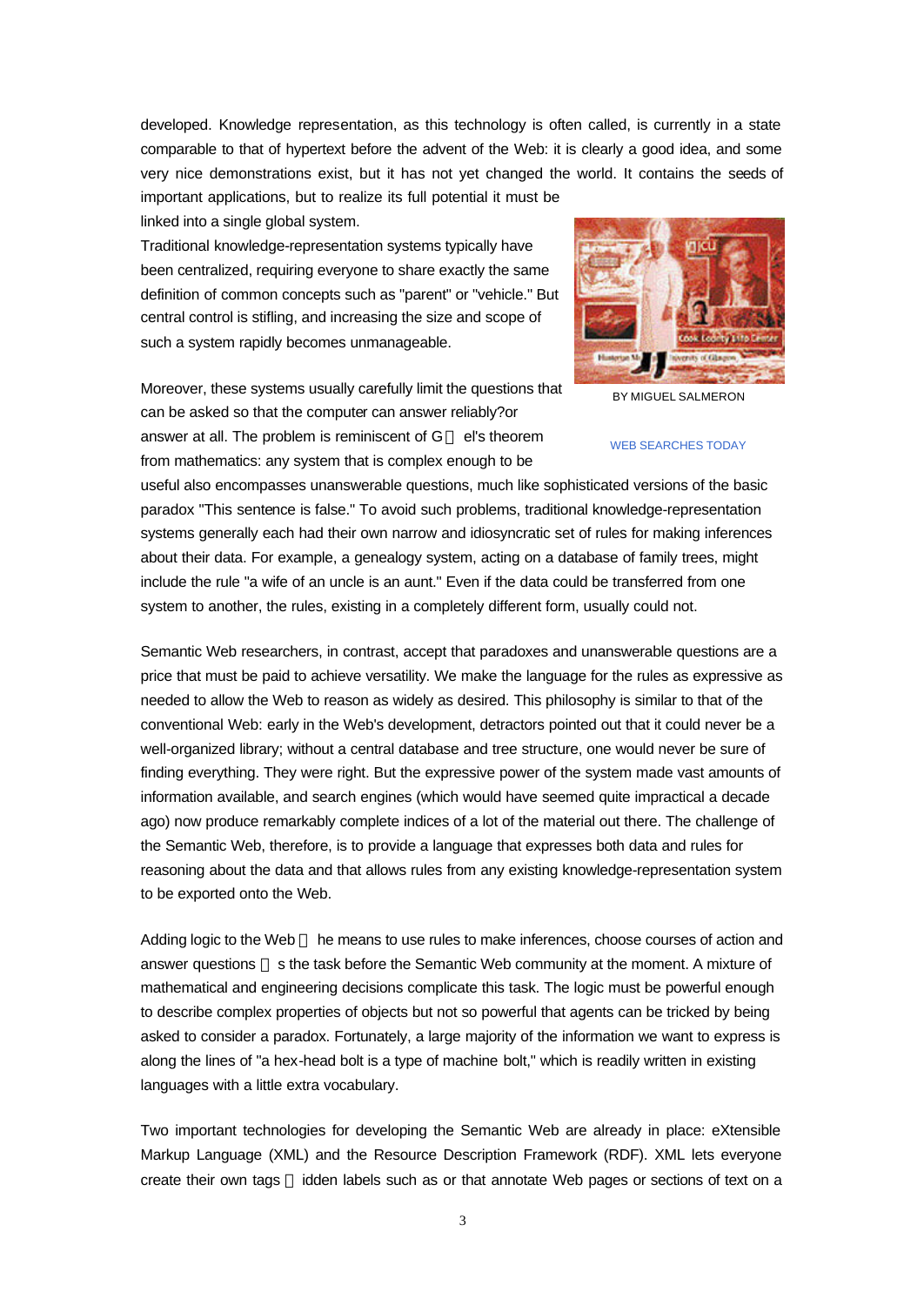developed. Knowledge representation, as this technology is often called, is currently in a state comparable to that of hypertext before the advent of the Web: it is clearly a good idea, and some very nice demonstrations exist, but it has not yet changed the world. It contains the seeds of important applications, but to realize its full potential it must be linked into a single global system.

Traditional knowledge-representation systems typically have been centralized, requiring everyone to share exactly the same definition of common concepts such as "parent" or "vehicle." But central control is stifling, and increasing the size and scope of such a system rapidly becomes unmanageable.

BY MIGUEL SALMERON

WEB SEARCHES TODAY

Moreover, these systems usually carefully limit the questions that can be asked so that the computer can answer reliably?or answer at all. The problem is reminiscent of G el's theorem from mathematics: any system that is complex enough to be useful also encompasses unanswerable questions, much like sophisticated versions of the basic paradox "This sentence is false." To avoid such problems, traditional knowledge-representation systems generally each had their own narrow and idiosyncratic set of rules for making inferences about their data. For example, a genealogy system, acting on a database of family trees, might include the rule "a wife of an uncle is an aunt." Even if the data could be transferred from one system to another, the rules, existing in a completely different form, usually could not.

Semantic Web researchers, in contrast, accept that paradoxes and unanswerable questions are a price that must be paid to achieve versatility. We make the language for the rules as expressive as needed to allow the Web to reason as widely as desired. This philosophy is similar to that of the conventional Web: early in the Web's development, detractors pointed out that it could never be a well-organized library; without a central database and tree structure, one would never be sure of finding everything. They were right. But the expressive power of the system made vast amounts of information available, and search engines (which would have seemed quite impractical a decade ago) now produce remarkably complete indices of a lot of the material out there. The challenge of the Semantic Web, therefore, is to provide a language that expresses both data and rules for reasoning about the data and that allows rules from any existing knowledge-representation system to be exported onto the Web.

Adding logic to the Web he means to use rules to make inferences, choose courses of action and answer questions s the task before the Semantic Web community at the moment. A mixture of mathematical and engineering decisions complicate this task. The logic must be powerful enough to describe complex properties of objects but not so powerful that agents can be tricked by being asked to consider a paradox. Fortunately, a large majority of the information we want to express is along the lines of "a hex-head bolt is a type of machine bolt," which is readily written in existing languages with a little extra vocabulary.

Two important technologies for developing the Semantic Web are already in place: eXtensible Markup Language (XML) and the Resource Description Framework (RDF). XML lets everyone create their own tags idden labels such as or that annotate Web pages or sections of text on a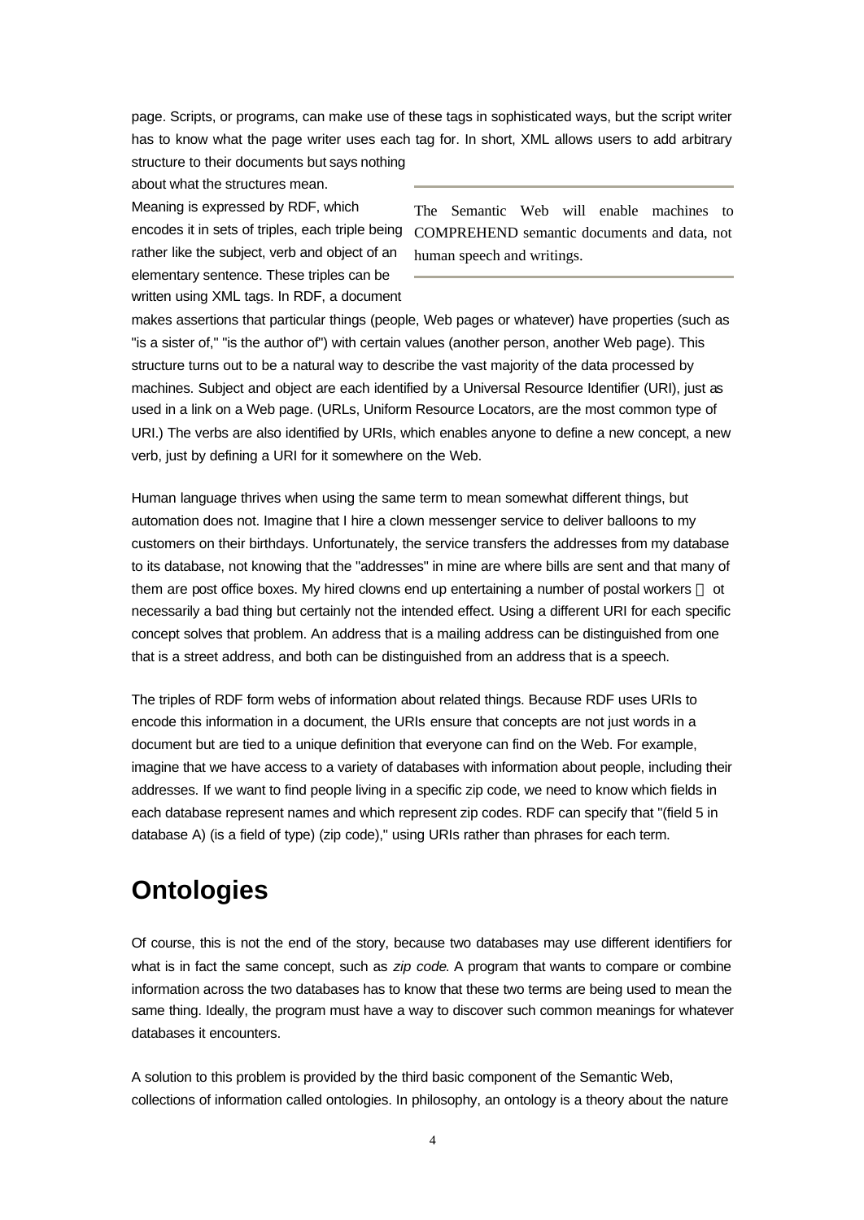page. Scripts, or programs, can make use of these tags in sophisticated ways, but the script writer has to know what the page writer uses each tag for. In short, XML allows users to add arbitrary structure to their documents but says nothing about what the structures mean.

Meaning is expressed by RDF, which encodes it in sets of triples, each triple being rather like the subject, verb and object of an elementary sentence. These triples can be written using XML tags. In RDF, a document makes assertions that particular things (people, Web pages or whatever) have properties (such as "is a sister of," "is the author of") with certain values (another person, another Web page). This structure turns out to be a natural way to describe the vast majority of the data processed by machines. Subject and object are each identified by a Universal Resource Identifier (URI), just as used in a link on a Web page. (URLs, Uniform Resource Locators, are the most common type of URI.) The verbs are also identified by URIs, which enables anyone to define a new concept, a new verb, just by defining a URI for it somewhere on the Web.

> The Semantic Web will enable machines to COMPREHEND semantic documents and data, not human speech and writings.

Human language thrives when using the same term to mean somewhat different things, but automation does not. Imagine that I hire a clown messenger service to deliver balloons to my customers on their birthdays. Unfortunately, the service transfers the addresses from my database to its database, not knowing that the "addresses" in mine are where bills are sent and that many of them are post office boxes. My hired clowns end up entertaining a number of postal workers  ot necessarily a bad thing but certainly not the intended effect. Using a different URI for each specific concept solves that problem. An address that is a mailing address can be distinguished from one that is a street address, and both can be distinguished from an address that is a speech.

The triples of RDF form webs of information about related things. Because RDF uses URIs to encode this information in a document, the URIs ensure that concepts are not just words in a document but are tied to a unique definition that everyone can find on the Web. For example, imagine that we have access to a variety of databases with information about people, including their addresses. If we want to find people living in a specific zip code, we need to know which fields in each database represent names and which represent zip codes. RDF can specify that "(field 5 in database A) (is a field of type) (zip code)," using URIs rather than phrases for each term.

## Ontologies

Of course, this is not the end of the story, because two databases may use different identifiers for what is in fact the same concept, such as *zip code*. A program that wants to compare or combine information across the two databases has to know that these two terms are being used to mean the same thing. Ideally, the program must have a way to discover such common meanings for whatever databases it encounters.

A solution to this problem is provided by the third basic component of the Semantic Web, collections of information called ontologies. In philosophy, an ontology is a theory about the nature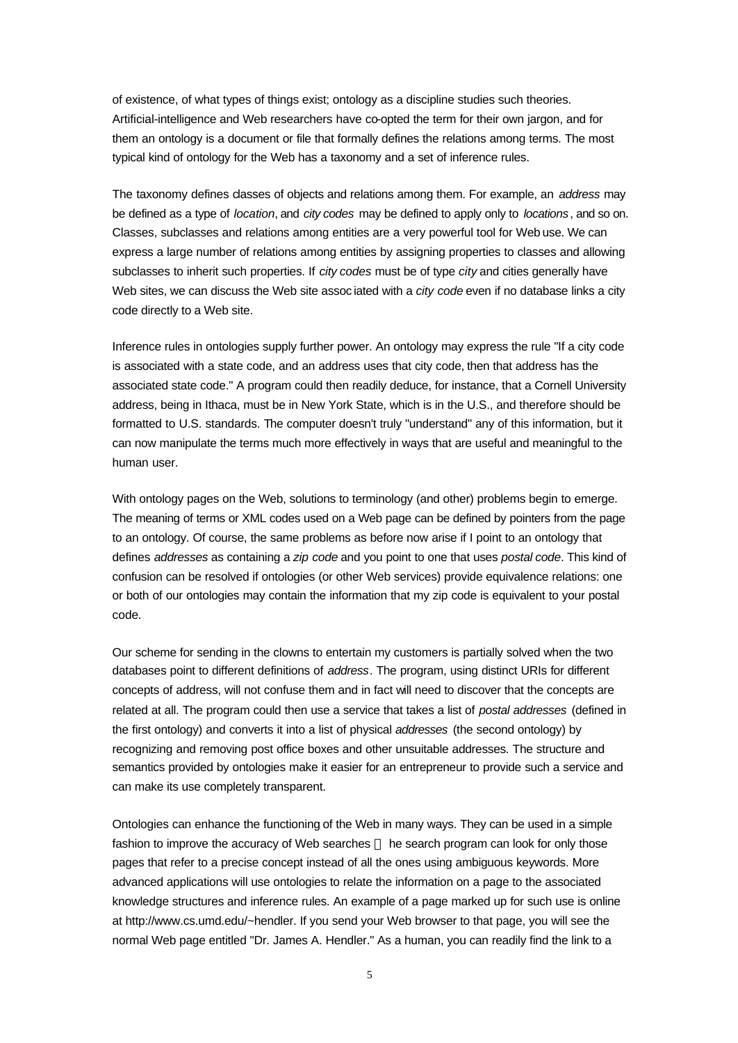of existence, of what types of things exist; ontology as a discipline studies such theories. Artificial-intelligence and Web researchers have co-opted the term for their own jargon, and for them an ontology is a document or file that formally defines the relations among terms. The most typical kind of ontology for the Web has a taxonomy and a set of inference rules.

The taxonomy defines classes of objects and relations among them. For example, an *address* may be defined as a type of *location*, and *city codes* may be defined to apply only to *locations*, and so on. Classes, subclasses and relations among entities are a very powerful tool for Web use. We can express a large number of relations among entities by assigning properties to classes and allowing subclasses to inherit such properties. If *city codes* must be of type *city* and cities generally have Web sites, we can discuss the Web site associated with a *city code* even if no database links a city code directly to a Web site.

Inference rules in ontologies supply further power. An ontology may express the rule "If a city code is associated with a state code, and an address uses that city code, then that address has the associated state code." A program could then readily deduce, for instance, that a Cornell University address, being in Ithaca, must be in New York State, which is in the U.S., and therefore should be formatted to U.S. standards. The computer doesn't truly "understand" any of this information, but it can now manipulate the terms much more effectively in ways that are useful and meaningful to the human user.

With ontology pages on the Web, solutions to terminology (and other) problems begin to emerge. The meaning of terms or XML codes used on a Web page can be defined by pointers from the page to an ontology. Of course, the same problems as before now arise if I point to an ontology that defines *addresses* as containing a *zip code* and you point to one that uses *postal code*. This kind of confusion can be resolved if ontologies (or other Web services) provide equivalence relations: one or both of our ontologies may contain the information that my zip code is equivalent to your postal code.

Our scheme for sending in the clowns to entertain my customers is partially solved when the two databases point to different definitions of *address*. The program, using distinct URIs for different concepts of address, will not confuse them and in fact will need to discover that the concepts are related at all. The program could then use a service that takes a list of *postal addresses* (defined in the first ontology) and converts it into a list of physical *addresses* (the second ontology) by recognizing and removing post office boxes and other unsuitable addresses. The structure and semantics provided by ontologies make it easier for an entrepreneur to provide such a service and can make its use completely transparent.

Ontologies can enhance the functioning of the Web in many ways. They can be used in a simple fashion to improve the accuracy of Web searches  he search program can look for only those pages that refer to a precise concept instead of all the ones using ambiguous keywords. More advanced applications will use ontologies to relate the information on a page to the associated knowledge structures and inference rules. An example of a page marked up for such use is online at http://www.cs.umd.edu/~hendler. If you send your Web browser to that page, you will see the normal Web page entitled "Dr. James A. Hendler." As a human, you can readily find the link to a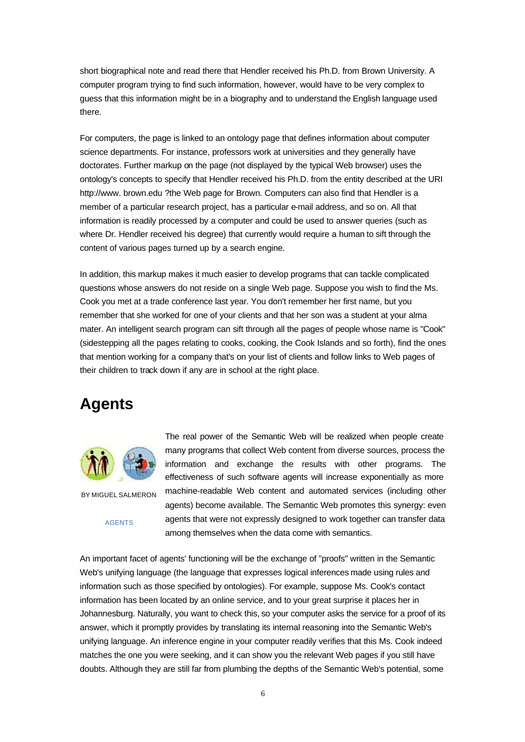short biographical note and read there that Hendler received his Ph.D. from Brown University. A computer program trying to find such information, however, would have to be very complex to guess that this information might be in a biography and to understand the English language used there.

For computers, the page is linked to an ontology page that defines information about computer science departments. For instance, professors work at universities and they generally have doctorates. Further markup on the page (not displayed by the typical Web browser) uses the ontology's concepts to specify that Hendler received his Ph.D. from the entity described at the URI http://www. brown.edu ?the Web page for Brown. Computers can also find that Hendler is a member of a particular research project, has a particular e-mail address, and so on. All that information is readily processed by a computer and could be used to answer queries (such as where Dr. Hendler received his degree) that currently would require a human to sift through the content of various pages turned up by a search engine.

In addition, this markup makes it much easier to develop programs that can tackle complicated questions whose answers do not reside on a single Web page. Suppose you wish to find the Ms. Cook you met at a trade conference last year. You don't remember her first name, but you remember that she worked for one of your clients and that her son was a student at your alma mater. An intelligent search program can sift through all the pages of people whose name is "Cook" (sidestepping all the pages relating to cooks, cooking, the Cook Islands and so forth), find the ones that mention working for a company that's on your list of clients and follow links to Web pages of their children to track down if any are in school at the right place.

## Agents

BY MIGUEL SALMERON

AGENTS

The real power of the Semantic Web will be realized when people create many programs that collect Web content from diverse sources, process the information and exchange the results with other programs. The effectiveness of such software agents will increase exponentially as more machine-readable Web content and automated services (including other agents) become available. The Semantic Web promotes this synergy: even agents that were not expressly designed to work together can transfer data among themselves when the data come with semantics.

An important facet of agents' functioning will be the exchange of "proofs" written in the Semantic Web's unifying language (the language that expresses logical inferences made using rules and information such as those specified by ontologies). For example, suppose Ms. Cook's contact information has been located by an online service, and to your great surprise it places her in Johannesburg. Naturally, you want to check this, so your computer asks the service for a proof of its answer, which it promptly provides by translating its internal reasoning into the Semantic Web's unifying language. An inference engine in your computer readily verifies that this Ms. Cook indeed matches the one you were seeking, and it can show you the relevant Web pages if you still have doubts. Although they are still far from plumbing the depths of the Semantic Web's potential, some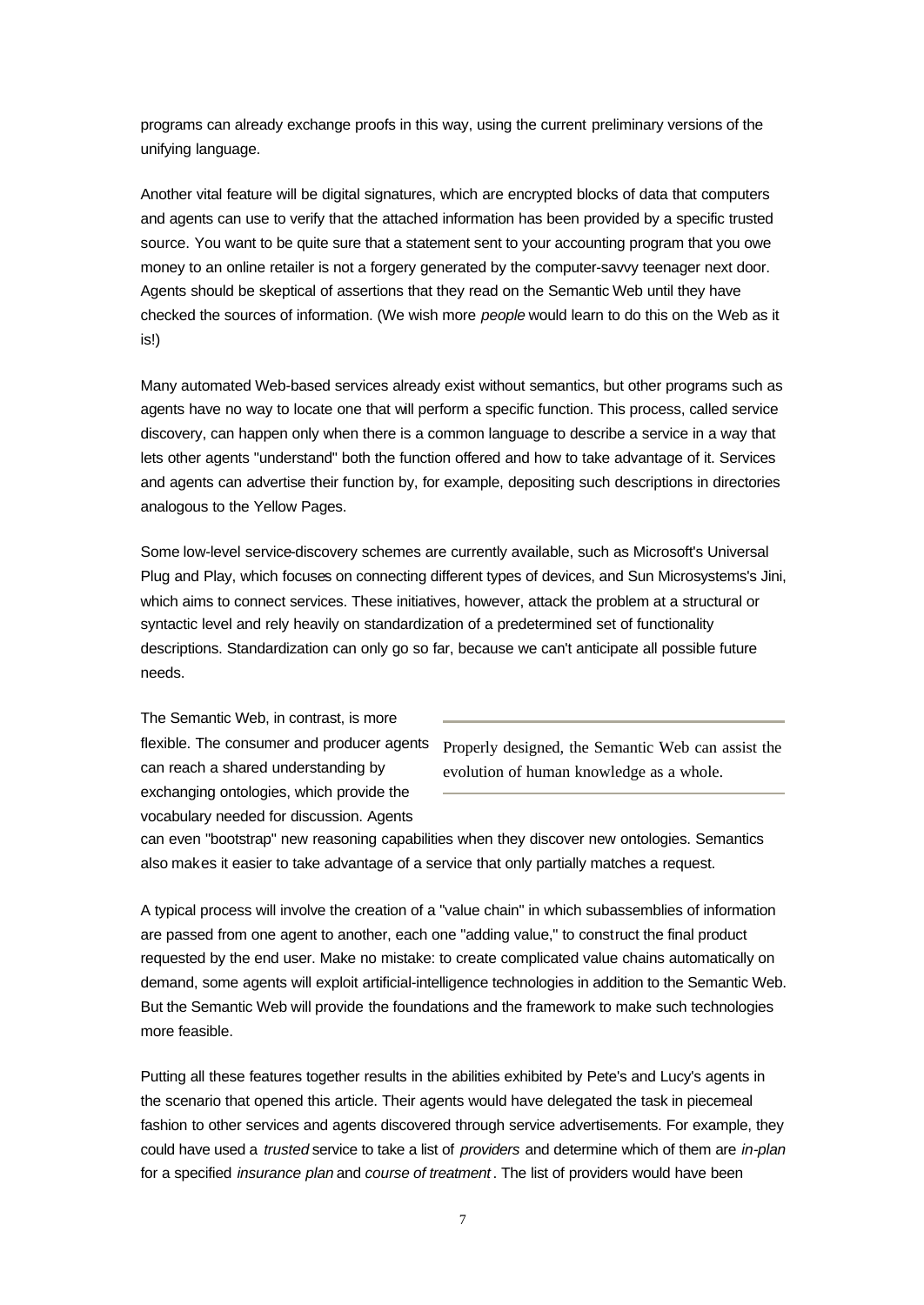programs can already exchange proofs in this way, using the current preliminary versions of the unifying language.

Another vital feature will be digital signatures, which are encrypted blocks of data that computers and agents can use to verify that the attached information has been provided by a specific trusted source. You want to be quite sure that a statement sent to your accounting program that you owe money to an online retailer is not a forgery generated by the computer-savvy teenager next door. Agents should be skeptical of assertions that they read on the Semantic Web until they have checked the sources of information. (We wish more *people* would learn to do this on the Web as it is!)

Many automated Web-based services already exist without semantics, but other programs such as agents have no way to locate one that will perform a specific function. This process, called service discovery, can happen only when there is a common language to describe a service in a way that lets other agents "understand" both the function offered and how to take advantage of it. Services and agents can advertise their function by, for example, depositing such descriptions in directories analogous to the Yellow Pages.

Some low-level service-discovery schemes are currently available, such as Microsoft's Universal Plug and Play, which focuses on connecting different types of devices, and Sun Microsystems's Jini, which aims to connect services. These initiatives, however, attack the problem at a structural or syntactic level and rely heavily on standardization of a predetermined set of functionality descriptions. Standardization can only go so far, because we can't anticipate all possible future needs.

The Semantic Web, in contrast, is more flexible. The consumer and producer agents can reach a shared understanding by exchanging ontologies, which provide the vocabulary needed for discussion. Agents can even "bootstrap" new reasoning capabilities when they discover new ontologies. Semantics also makes it easier to take advantage of a service that only partially matches a request.

> Properly designed, the Semantic Web can assist the evolution of human knowledge as a whole.

A typical process will involve the creation of a "value chain" in which subassemblies of information are passed from one agent to another, each one "adding value," to construct the final product requested by the end user. Make no mistake: to create complicated value chains automatically on demand, some agents will exploit artificial-intelligence technologies in addition to the Semantic Web. But the Semantic Web will provide the foundations and the framework to make such technologies more feasible.

Putting all these features together results in the abilities exhibited by Pete's and Lucy's agents in the scenario that opened this article. Their agents would have delegated the task in piecemeal fashion to other services and agents discovered through service advertisements. For example, they could have used a *trusted* service to take a list of *providers* and determine which of them are *in-plan* for a specified *insurance plan* and *course of treatment*. The list of providers would have been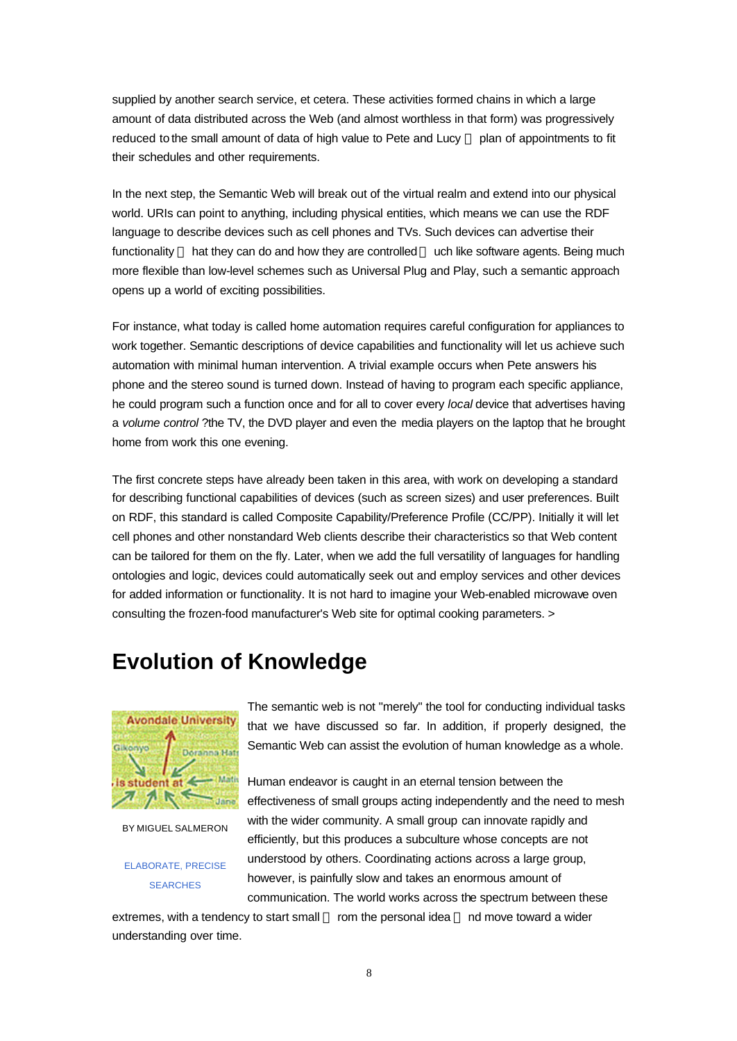supplied by another search service, et cetera. These activities formed chains in which a large amount of data distributed across the Web (and almost worthless in that form) was progressively reduced to the small amount of data of high value to Pete and Lucy  plan of appointments to fit their schedules and other requirements.

In the next step, the Semantic Web will break out of the virtual realm and extend into our physical world. URIs can point to anything, including physical entities, which means we can use the RDF language to describe devices such as cell phones and TVs. Such devices can advertise their functionality  hat they can do and how they are controlled  uch like software agents. Being much more flexible than low-level schemes such as Universal Plug and Play, such a semantic approach opens up a world of exciting possibilities.

For instance, what today is called home automation requires careful configuration for appliances to work together. Semantic descriptions of device capabilities and functionality will let us achieve such automation with minimal human intervention. A trivial example occurs when Pete answers his phone and the stereo sound is turned down. Instead of having to program each specific appliance, he could program such a function once and for all to cover every *local* device that advertises having a *volume control* ?the TV, the DVD player and even the media players on the laptop that he brought home from work this one evening.

The first concrete steps have already been taken in this area, with work on developing a standard for describing functional capabilities of devices (such as screen sizes) and user preferences. Built on RDF, this standard is called Composite Capability/Preference Profile (CC/PP). Initially it will let cell phones and other nonstandard Web clients describe their characteristics so that Web content can be tailored for them on the fly. Later, when we add the full versatility of languages for handling ontologies and logic, devices could automatically seek out and employ services and other devices for added information or functionality. It is not hard to imagine your Web-enabled microwave oven consulting the frozen-food manufacturer's Web site for optimal cooking parameters. >

## Evolution of Knowledge

BY MIGUEL SALMERON

ELABORATE, PRECISE SEARCHES

The semantic web is not "merely" the tool for conducting individual tasks that we have discussed so far. In addition, if properly designed, the Semantic Web can assist the evolution of human knowledge as a whole.

Human endeavor is caught in an eternal tension between the effectiveness of small groups acting independently and the need to mesh with the wider community. A small group can innovate rapidly and efficiently, but this produces a subculture whose concepts are not understood by others. Coordinating actions across a large group, however, is painfully slow and takes an enormous amount of communication. The world works across the spectrum between these extremes, with a tendency to start small  rom the personal idea  nd move toward a wider understanding over time.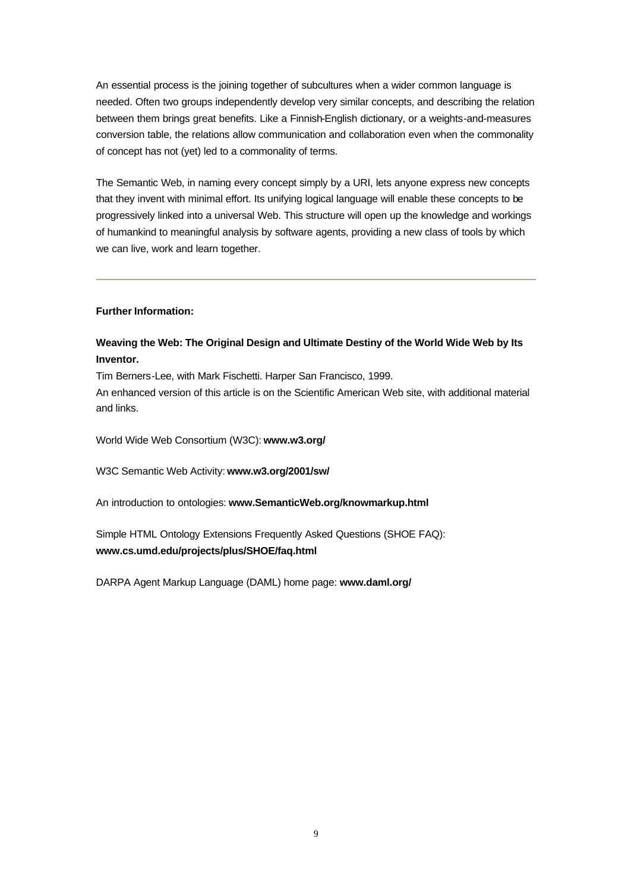An essential process is the joining together of subcultures when a wider common language is needed. Often two groups independently develop very similar concepts, and describing the relation between them brings great benefits. Like a Finnish-English dictionary, or a weights-and-measures conversion table, the relations allow communication and collaboration even when the commonality of concept has not (yet) led to a commonality of terms.

The Semantic Web, in naming every concept simply by a URI, lets anyone express new concepts that they invent with minimal effort. Its unifying logical language will enable these concepts to be progressively linked into a universal Web. This structure will open up the knowledge and workings of humankind to meaningful analysis by software agents, providing a new class of tools by which we can live, work and learn together.

---

**Further Information:**

**Weaving the Web: The Original Design and Ultimate Destiny of the World Wide Web by Its Inventor.**

Tim Berners-Lee, with Mark Fischetti. Harper San Francisco, 1999.

An enhanced version of this article is on the Scientific American Web site, with additional material and links.

World Wide Web Consortium (W3C): **www.w3.org/**

W3C Semantic Web Activity: **www.w3.org/2001/sw/**

An introduction to ontologies: **www.SemanticWeb.org/knowmarkup.html**

Simple HTML Ontology Extensions Frequently Asked Questions (SHOE FAQ):
**www.cs.umd.edu/projects/plus/SHOE/faq.html**

DARPA Agent Markup Language (DAML) home page: **www.daml.org/**